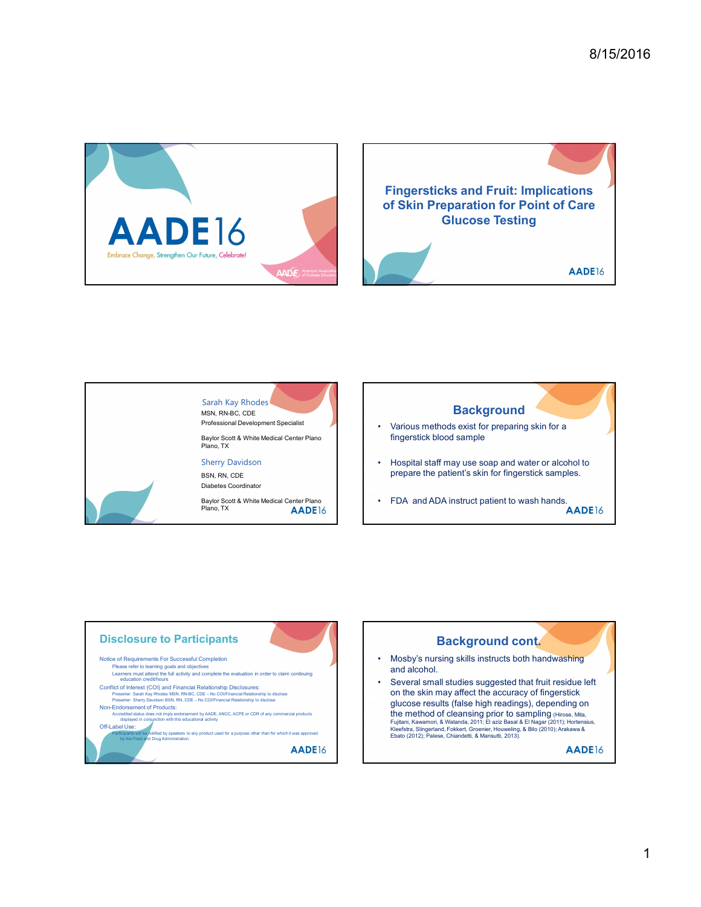# AADE16

Embrace Change, Strengthen Our Future, Celebrate!

## Fingersticks and Fruit: Implications of Skin Preparation for Point of Care Glucose Testing

Sarah Kay Rhodes
MSN, RN-BC, CDE
Professional Development Specialist

Baylor Scott & White Medical Center Plano
Plano, TX

Sherry Davidson
BSN, RN, CDE
Diabetes Coordinator

Baylor Scott & White Medical Center Plano
Plano, TX

## Background

- Various methods exist for preparing skin for a fingerstick blood sample
- Hospital staff may use soap and water or alcohol to prepare the patient's skin for fingerstick samples.
- FDA and ADA instruct patient to wash hands.

## Disclosure to Participants

Notice of Requirements For Successful Completion
- Please refer to learning goals and objectives
- Learners must attend the full activity and complete the evaluation in order to claim continuing education credit/hours

Conflict of Interest (COI) and Financial Relationship Disclosures:
- Presenter: Sarah Kay Rhodes MSN, RN-BC, CDE – No COI/Financial Relationship to disclose
- Presenter: Sherry Davidson BSN, RN, CDE – No COI/Financial Relationship to disclose

Non-Endorsement of Products:
- Accredited status does not imply endorsement by AADE, ANCC, ACPE or CDR of any commercial products displayed in conjunction with this educational activity

Off-Label Use:
- Participants will be notified by speakers to any product used for a purpose other than for which it was approved by the Food and Drug Administration.

## Background cont.

- Mosby's nursing skills instructs both handwashing and alcohol.
- Several small studies suggested that fruit residue left on the skin may affect the accuracy of fingerstick glucose results (false high readings), depending on the method of cleansing prior to sampling (Hirose, Mita, Fujitani, Kawamori, & Watanda, 2011; El aziz Basal & El Nagar (2011); Hortensius, Kleefstra, Slingerland, Fokkert, Groenier, Houweling, & Bilo (2010); Arakawa & Ebato (2012); Palese, Chiandetti, & Mansutti, 2013).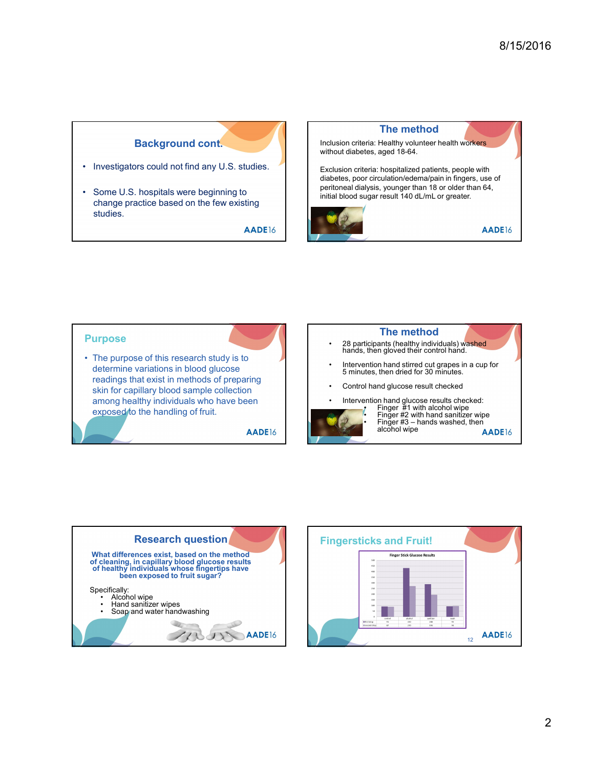## Background cont.

- Investigators could not find any U.S. studies.
- Some U.S. hospitals were beginning to change practice based on the few existing studies.

## The method

Inclusion criteria: Healthy volunteer health workers without diabetes, aged 18-64.

Exclusion criteria: hospitalized patients, people with diabetes, poor circulation/edema/pain in fingers, use of peritoneal dialysis, younger than 18 or older than 64, initial blood sugar result 140 dL/mL or greater.

## Purpose

- The purpose of this research study is to determine variations in blood glucose readings that exist in methods of preparing skin for capillary blood sample collection among healthy individuals who have been exposed to the handling of fruit.

## The method

- 28 participants (healthy individuals) washed hands, then gloved their control hand.
- Intervention hand stirred cut grapes in a cup for 5 minutes, then dried for 30 minutes.
- Control hand glucose result checked
- Intervention hand glucose results checked:
  - Finger #1 with alcohol wipe
  - Finger #2 with hand sanitizer wipe
  - Finger #3 – hands washed, then alcohol wipe

## Research question

**What differences exist, based on the method of cleaning, in capillary blood glucose results of healthy individuals whose fingertips have been exposed to fruit sugar?**

Specifically:
- Alcohol wipe
- Hand sanitizer wipes
- Soap and water handwashing

## Fingersticks and Fruit!

Finger Stick Glucose Results

| | control | alcohol | sanitizer | wash |
|---|---|---|---|---|
| first drop | 93 | 430 | 288 | 93 |
| second drop | 87 | 270 | 194 | 94 |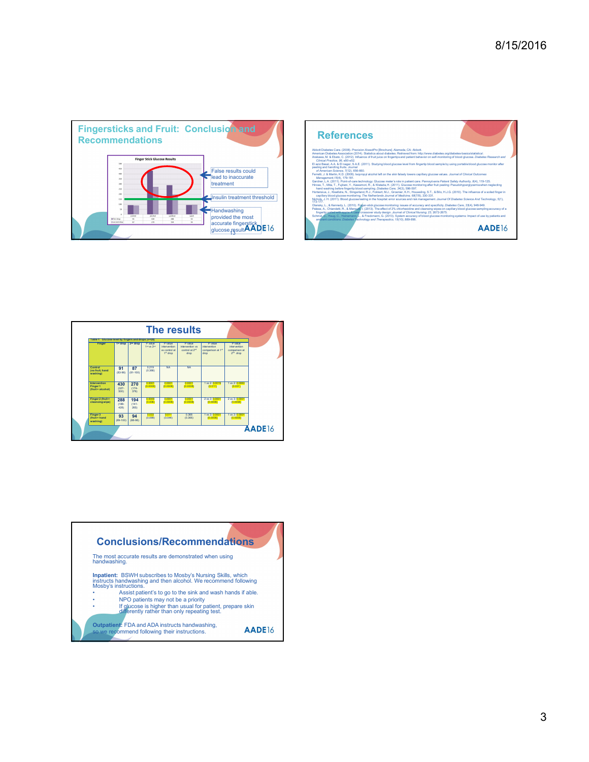## Fingersticks and Fruit: Conclusion and Recommendations

Finger Stick Glucose Results

False results could lead to inaccurate treatment

Insulin treatment threshold

Handwashing provided the most accurate fingerstick glucose result

AADE16

## References

Abbott Diabetes Care. (2008). *Precision Xceed Pro* [Brochure]. Alameda, CA: Abbott.

American Diabetes Association (2014). Statistics about diabetes. Retrieved from: http://www.diabetes.org/diabetes-basics/statistics/.

Arakawa, M. & Ebato, C. (2012). Influence of fruit juice on fingertips and patient behavior on self-monitoring of blood glucose. *Diabetes Research and Clinical Practice*, 96, e50-e52.

El aziz Basal, A.A. & El nagar, S.A.E. (2011). Studying blood glucose level from fingertip blood sample by using portable blood glucose monitor after peeling and handling fruits. *Journal of American Science*, 7(12), 856-860.

Ferreti, J. & Martin, K.D. (2008). Isopropyl alcohol left on the skin falsely lowers capillary glucose values. *Journal of Clinical Outcomes Management*, 15(4), 179-181.

Gardner, L.A. (2011). Point-of-care technology: Glucose meter's role in patient care. *Pennsylvania Patient Safety Authority*, 8(4), 119-125.

Hirose, T., Mita, T., Fujitani, Y., Kawamori, R., & Watada, H. (2011). Glucose monitoring after fruit peeling: Pseudohyperglycemia when neglecting hand washing before fingertip blood sampling. *Diabetes Care*, 34(3), 596-597.

Hortensius, J., Kleefstra, N., Slingerland, R.J., Pokkert, M.J., Groenier, K.H., Houweling, S.T., & Bilo, H.J.G. (2010). The influence of a soiled finger in capillary blood glucose monitoring. *The Netherlands Journal of Medicine*, 68(7/8), 330-331.

Nichols, J.H. (2011). Blood glucose testing in the hospital: error sources and risk management. *Journal Of Diabetes Science And Technology*, 5(1), 173-177.

Olansky, L. & Kennedy, L. (2010). Finger-stick glucose monitoring: issues of accuracy and specificity. *Diabetes Care*, 33(4), 948-949.

Paleso, A., Chiandetti, R., & Marcati, I. (2013). The effect of 2% chlorhexidine and cleansing wipes on capillary blood glucose sampling accuracy of a fingertip soiled with apple: A cross crossover study design. *Journal of Clinical Nursing*, 23, 2672-2675.

Schmid, C., Haug, C., Heinemann, L., & Freckmann, G. (2013). System accuracy of blood glucose monitoring systems: Impact of use by patients and ambient conditions. *Diabetes Technology and Therapeutics*, 15(10), 889-896.

AADE16

## The results

Table 1: Glucose level by fingers and drops (n=28)

| Finger | 1st drop | 2nd drop | P value 1st vs 2nd | P value intervention vs control at 1st drop | P value intervention vs control at 2nd drop | P value intervention comparison at 1st drop | P value intervention comparison at 2nd drop |
|---|---|---|---|---|---|---|---|
| Control (no fruit, hand washing) | 91 (83-96) | 87 (81-100) | 0.219 (0.366) | NA | NA | | |
| Intervention Finger 1 (fruit + alcohol) | 430 (327-500) | 270 (174-376) | 0.0001 (0.0008) | 0.0001 (0.0008) | 0.0001 (0.0008) | 1 vs 2: 0.0019 (0.011) | 1 vs 2: 0.0063 (0.031) |
| Finger 2 (fruit + cleansing wipe) | 288 (188-428) | 194 (141-265) | 0.0009 (0.006) | 0.0001 (0.0008) | 0.0001 (0.0008) | 2 vs 3: 0.0001 (0.0008) | 2 vs 3: 0.0001 (0.0008) |
| Finger 3 (fruit + hand washing) | 93 (89-100) | 94 (88-98) | 0.033 (0.099) | 0.011 (0.044) | 0.366 (0.366) | 1 vs 3: 0.0001 (0.0008) | 1 vs 3: 0.0001 (0.0008) |

AADE16

## Conclusions/Recommendations

The most accurate results are demonstrated when using handwashing.

**Inpatient:** BSWH subscribes to Mosby's Nursing Skills, which instructs handwashing and then alcohol. We recommend following Mosby's instructions.

- Assist patient's to go to the sink and wash hands if able.
- NPO patients may not be a priority
- If glucose is higher than usual for patient, prepare skin differently rather than only repeating test.

**Outpatient:** FDA and ADA instructs handwashing, so we recommend following their instructions.

AADE16